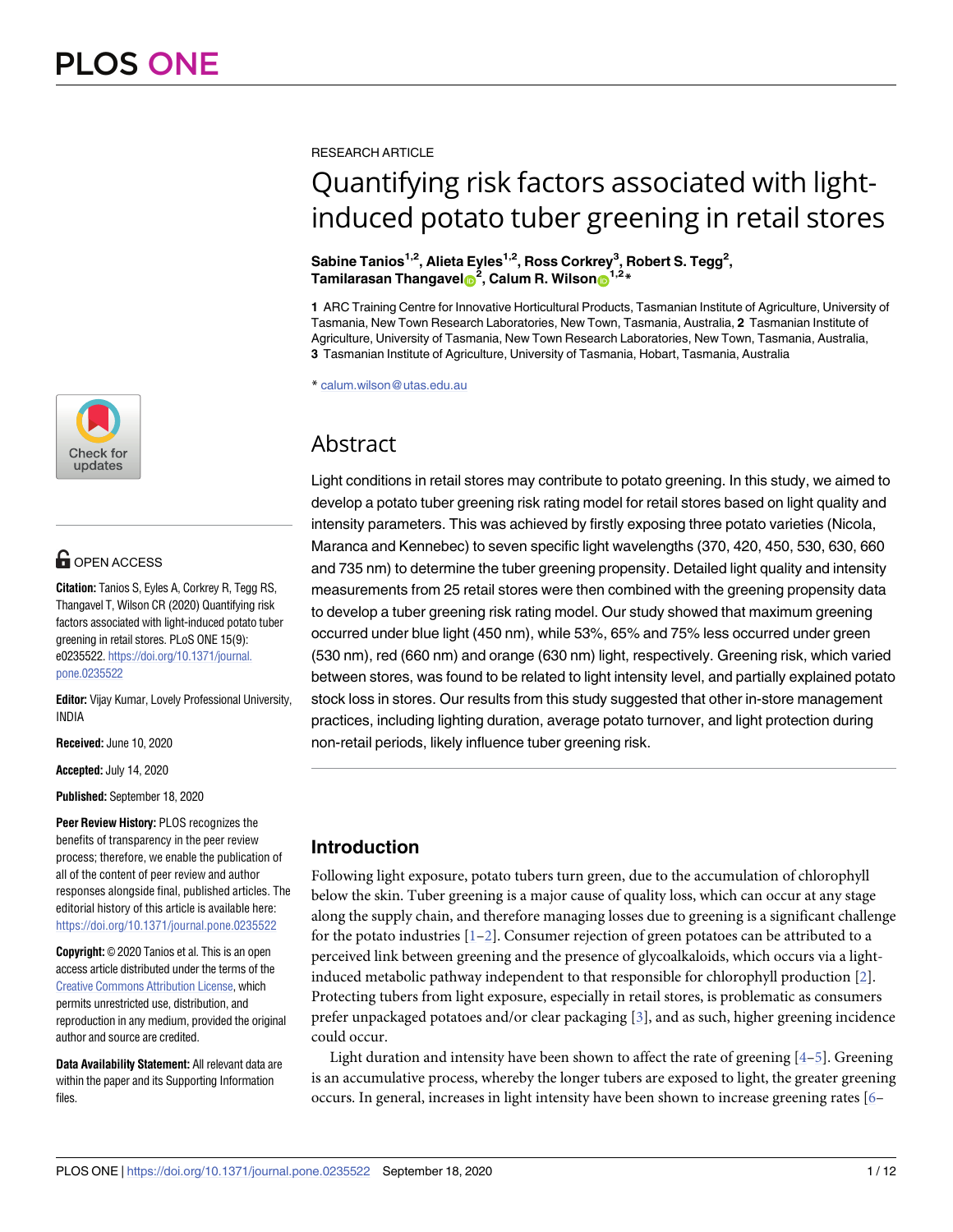RESEARCH ARTICLE

# Quantifying risk factors associated with light-induced potato tuber greening in retail stores

**Sabine Tanios[1,2], Alieta Eyles[1,2], Ross Corkrey[3], Robert S. Tegg[2], Tamilarasan Thangavel[2], Calum R. Wilson[1,2]***

**1** ARC Training Centre for Innovative Horticultural Products, Tasmanian Institute of Agriculture, University of Tasmania, New Town Research Laboratories, New Town, Tasmania, Australia, **2** Tasmanian Institute of Agriculture, University of Tasmania, New Town Research Laboratories, New Town, Tasmania, Australia, **3** Tasmanian Institute of Agriculture, University of Tasmania, Hobart, Tasmania, Australia

* calum.wilson@utas.edu.au

OPEN ACCESS

**Citation:** Tanios S, Eyles A, Corkrey R, Tegg RS, Thangavel T, Wilson CR (2020) Quantifying risk factors associated with light-induced potato tuber greening in retail stores. PLoS ONE 15(9): e0235522. https://doi.org/10.1371/journal.pone.0235522

**Editor:** Vijay Kumar, Lovely Professional University, INDIA

**Received:** June 10, 2020

**Accepted:** July 14, 2020

**Published:** September 18, 2020

**Peer Review History:** PLOS recognizes the benefits of transparency in the peer review process; therefore, we enable the publication of all of the content of peer review and author responses alongside final, published articles. The editorial history of this article is available here: https://doi.org/10.1371/journal.pone.0235522

**Copyright:** © 2020 Tanios et al. This is an open access article distributed under the terms of the Creative Commons Attribution License, which permits unrestricted use, distribution, and reproduction in any medium, provided the original author and source are credited.

**Data Availability Statement:** All relevant data are within the paper and its Supporting Information files.

## Abstract

Light conditions in retail stores may contribute to potato greening. In this study, we aimed to develop a potato tuber greening risk rating model for retail stores based on light quality and intensity parameters. This was achieved by firstly exposing three potato varieties (Nicola, Maranca and Kennebec) to seven specific light wavelengths (370, 420, 450, 530, 630, 660 and 735 nm) to determine the tuber greening propensity. Detailed light quality and intensity measurements from 25 retail stores were then combined with the greening propensity data to develop a tuber greening risk rating model. Our study showed that maximum greening occurred under blue light (450 nm), while 53%, 65% and 75% less occurred under green (530 nm), red (660 nm) and orange (630 nm) light, respectively. Greening risk, which varied between stores, was found to be related to light intensity level, and partially explained potato stock loss in stores. Our results from this study suggested that other in-store management practices, including lighting duration, average potato turnover, and light protection during non-retail periods, likely influence tuber greening risk.

## Introduction

Following light exposure, potato tubers turn green, due to the accumulation of chlorophyll below the skin. Tuber greening is a major cause of quality loss, which can occur at any stage along the supply chain, and therefore managing losses due to greening is a significant challenge for the potato industries [1–2]. Consumer rejection of green potatoes can be attributed to a perceived link between greening and the presence of glycoalkaloids, which occurs via a light-induced metabolic pathway independent to that responsible for chlorophyll production [2]. Protecting tubers from light exposure, especially in retail stores, is problematic as consumers prefer unpackaged potatoes and/or clear packaging [3], and as such, higher greening incidence could occur.

Light duration and intensity have been shown to affect the rate of greening [4–5]. Greening is an accumulative process, whereby the longer tubers are exposed to light, the greater greening occurs. In general, increases in light intensity have been shown to increase greening rates [6–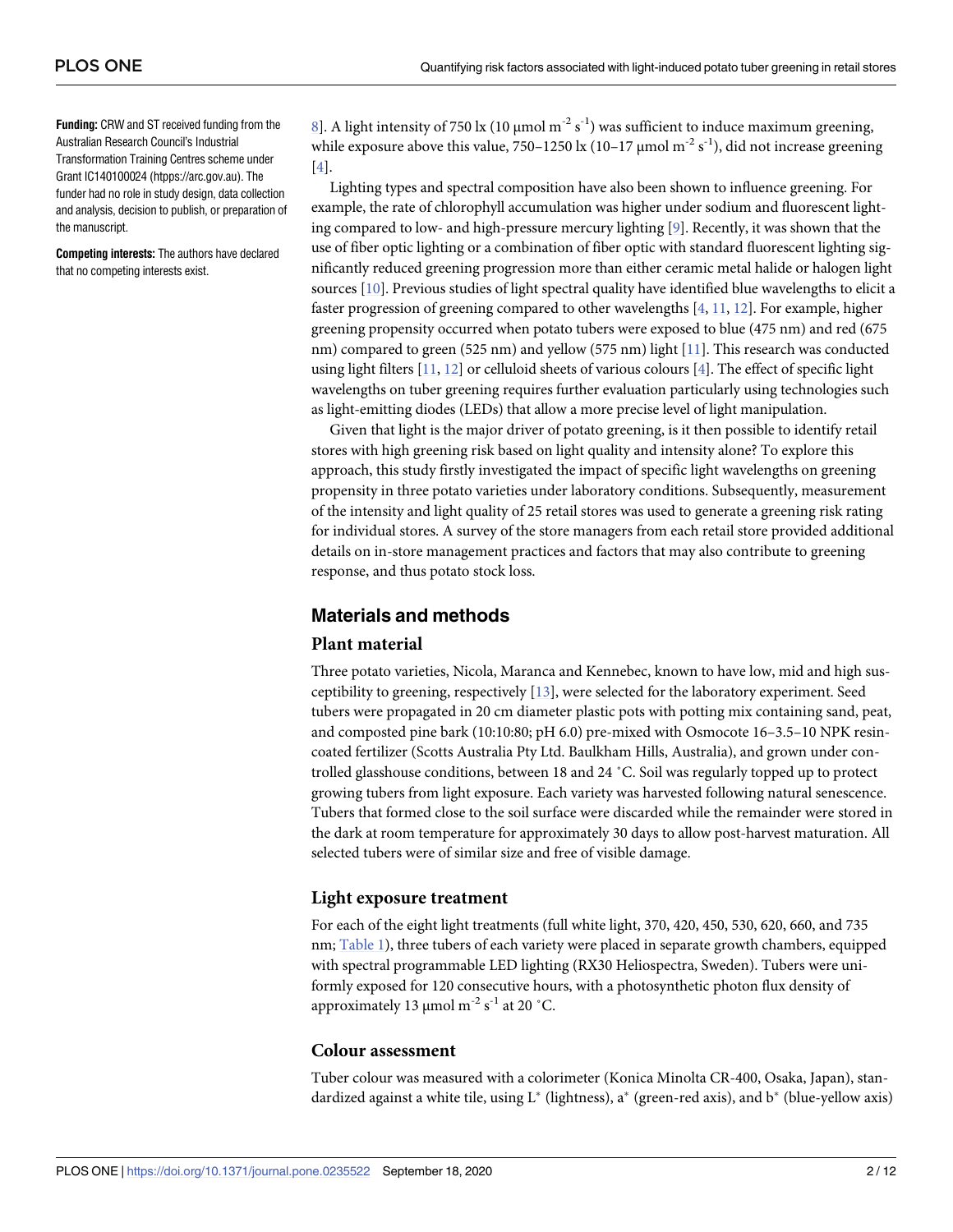**Funding:** CRW and ST received funding from the Australian Research Council's Industrial Transformation Training Centres scheme under Grant IC140100024 (htpps://arc.gov.au). The funder had no role in study design, data collection and analysis, decision to publish, or preparation of the manuscript.

**Competing interests:** The authors have declared that no competing interests exist.

8]. A light intensity of 750 lx (10 μmol $m^{-2}$ $s^{-1}$) was sufficient to induce maximum greening, while exposure above this value, 750–1250 lx (10–17 μmol $m^{-2}$ $s^{-1}$), did not increase greening [4].

Lighting types and spectral composition have also been shown to influence greening. For example, the rate of chlorophyll accumulation was higher under sodium and fluorescent lighting compared to low- and high-pressure mercury lighting [9]. Recently, it was shown that the use of fiber optic lighting or a combination of fiber optic with standard fluorescent lighting significantly reduced greening progression more than either ceramic metal halide or halogen light sources [10]. Previous studies of light spectral quality have identified blue wavelengths to elicit a faster progression of greening compared to other wavelengths [4, 11, 12]. For example, higher greening propensity occurred when potato tubers were exposed to blue (475 nm) and red (675 nm) compared to green (525 nm) and yellow (575 nm) light [11]. This research was conducted using light filters [11, 12] or celluloid sheets of various colours [4]. The effect of specific light wavelengths on tuber greening requires further evaluation particularly using technologies such as light-emitting diodes (LEDs) that allow a more precise level of light manipulation.

Given that light is the major driver of potato greening, is it then possible to identify retail stores with high greening risk based on light quality and intensity alone? To explore this approach, this study firstly investigated the impact of specific light wavelengths on greening propensity in three potato varieties under laboratory conditions. Subsequently, measurement of the intensity and light quality of 25 retail stores was used to generate a greening risk rating for individual stores. A survey of the store managers from each retail store provided additional details on in-store management practices and factors that may also contribute to greening response, and thus potato stock loss.

## Materials and methods

### Plant material

Three potato varieties, Nicola, Maranca and Kennebec, known to have low, mid and high susceptibility to greening, respectively [13], were selected for the laboratory experiment. Seed tubers were propagated in 20 cm diameter plastic pots with potting mix containing sand, peat, and composted pine bark (10:10:80; pH 6.0) pre-mixed with Osmocote 16–3.5–10 NPK resin-coated fertilizer (Scotts Australia Pty Ltd. Baulkham Hills, Australia), and grown under controlled glasshouse conditions, between 18 and 24 ˚C. Soil was regularly topped up to protect growing tubers from light exposure. Each variety was harvested following natural senescence. Tubers that formed close to the soil surface were discarded while the remainder were stored in the dark at room temperature for approximately 30 days to allow post-harvest maturation. All selected tubers were of similar size and free of visible damage.

### Light exposure treatment

For each of the eight light treatments (full white light, 370, 420, 450, 530, 620, 660, and 735 nm; Table 1), three tubers of each variety were placed in separate growth chambers, equipped with spectral programmable LED lighting (RX30 Heliospectra, Sweden). Tubers were uniformly exposed for 120 consecutive hours, with a photosynthetic photon flux density of approximately 13 μmol $m^{-2}$ $s^{-1}$ at 20 ˚C.

### Colour assessment

Tuber colour was measured with a colorimeter (Konica Minolta CR-400, Osaka, Japan), standardized against a white tile, using L* (lightness), a* (green-red axis), and b* (blue-yellow axis)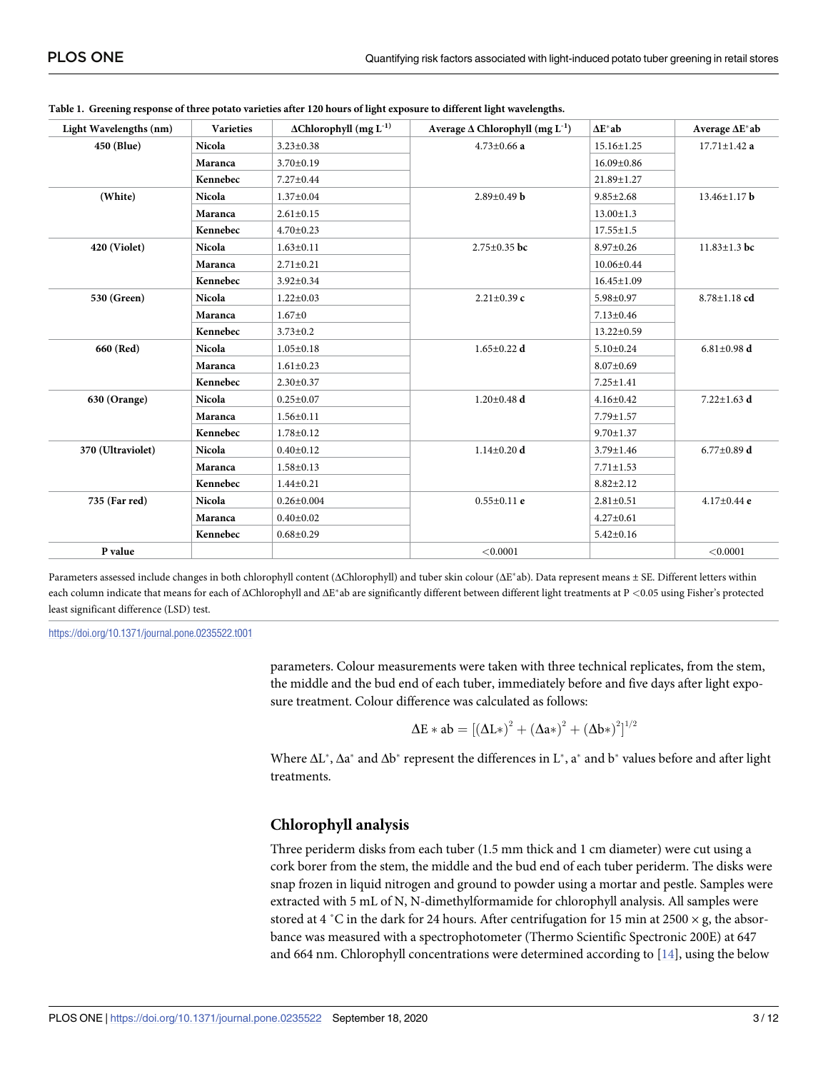**Table 1. Greening response of three potato varieties after 120 hours of light exposure to different light wavelengths.**

| Light Wavelengths (nm) | Varieties | ΔChlorophyll (mg $L^{-1}$) | Average Δ Chlorophyll (mg $L^{-1}$) | $\Delta E^{*}ab$ | Average $\Delta E^{*}ab$ |
|---|---|---|---|---|---|
| **450 (Blue)** | **Nicola** | 3.23±0.38 | 4.73±0.66 **a** | 15.16±1.25 | 17.71±1.42 **a** |
| | **Maranca** | 3.70±0.19 | | 16.09±0.86 | |
| | **Kennebec** | 7.27±0.44 | | 21.89±1.27 | |
| **(White)** | **Nicola** | 1.37±0.04 | 2.89±0.49 **b** | 9.85±2.68 | 13.46±1.17 **b** |
| | **Maranca** | 2.61±0.15 | | 13.00±1.3 | |
| | **Kennebec** | 4.70±0.23 | | 17.55±1.5 | |
| **420 (Violet)** | **Nicola** | 1.63±0.11 | 2.75±0.35 **bc** | 8.97±0.26 | 11.83±1.3 **bc** |
| | **Maranca** | 2.71±0.21 | | 10.06±0.44 | |
| | **Kennebec** | 3.92±0.34 | | 16.45±1.09 | |
| **530 (Green)** | **Nicola** | 1.22±0.03 | 2.21±0.39 **c** | 5.98±0.97 | 8.78±1.18 **cd** |
| | **Maranca** | 1.67±0 | | 7.13±0.46 | |
| | **Kennebec** | 3.73±0.2 | | 13.22±0.59 | |
| **660 (Red)** | **Nicola** | 1.05±0.18 | 1.65±0.22 **d** | 5.10±0.24 | 6.81±0.98 **d** |
| | **Maranca** | 1.61±0.23 | | 8.07±0.69 | |
| | **Kennebec** | 2.30±0.37 | | 7.25±1.41 | |
| **630 (Orange)** | **Nicola** | 0.25±0.07 | 1.20±0.48 **d** | 4.16±0.42 | 7.22±1.63 **d** |
| | **Maranca** | 1.56±0.11 | | 7.79±1.57 | |
| | **Kennebec** | 1.78±0.12 | | 9.70±1.37 | |
| **370 (Ultraviolet)** | **Nicola** | 0.40±0.12 | 1.14±0.20 **d** | 3.79±1.46 | 6.77±0.89 **d** |
| | **Maranca** | 1.58±0.13 | | 7.71±1.53 | |
| | **Kennebec** | 1.44±0.21 | | 8.82±2.12 | |
| **735 (Far red)** | **Nicola** | 0.26±0.004 | 0.55±0.11 **e** | 2.81±0.51 | 4.17±0.44 **e** |
| | **Maranca** | 0.40±0.02 | | 4.27±0.61 | |
| | **Kennebec** | 0.68±0.29 | | 5.42±0.16 | |
| **P value** | | | <0.0001 | | <0.0001 |

Parameters assessed include changes in both chlorophyll content (ΔChlorophyll) and tuber skin colour ($\Delta E^{*}ab$). Data represent means ± SE. Different letters within each column indicate that means for each of ΔChlorophyll and $\Delta E^{*}ab$ are significantly different between different light treatments at $P < 0.05$ using Fisher's protected least significant difference (LSD) test.

https://doi.org/10.1371/journal.pone.0235522.t001

parameters. Colour measurements were taken with three technical replicates, from the stem, the middle and the bud end of each tuber, immediately before and five days after light exposure treatment. Colour difference was calculated as follows:

$$\Delta E * ab = \left[(\Delta L*)^2 + (\Delta a*)^2 + (\Delta b*)^2\right]^{1/2}$$

Where $\Delta L^{*}$, $\Delta a^{*}$ and $\Delta b^{*}$ represent the differences in $L^{*}$, $a^{*}$ and $b^{*}$ values before and after light treatments.

## Chlorophyll analysis

Three periderm disks from each tuber (1.5 mm thick and 1 cm diameter) were cut using a cork borer from the stem, the middle and the bud end of each tuber periderm. The disks were snap frozen in liquid nitrogen and ground to powder using a mortar and pestle. Samples were extracted with 5 mL of N, N-dimethylformamide for chlorophyll analysis. All samples were stored at 4 ˚C in the dark for 24 hours. After centrifugation for 15 min at 2500 × g, the absorbance was measured with a spectrophotometer (Thermo Scientific Spectronic 200E) at 647 and 664 nm. Chlorophyll concentrations were determined according to [14], using the below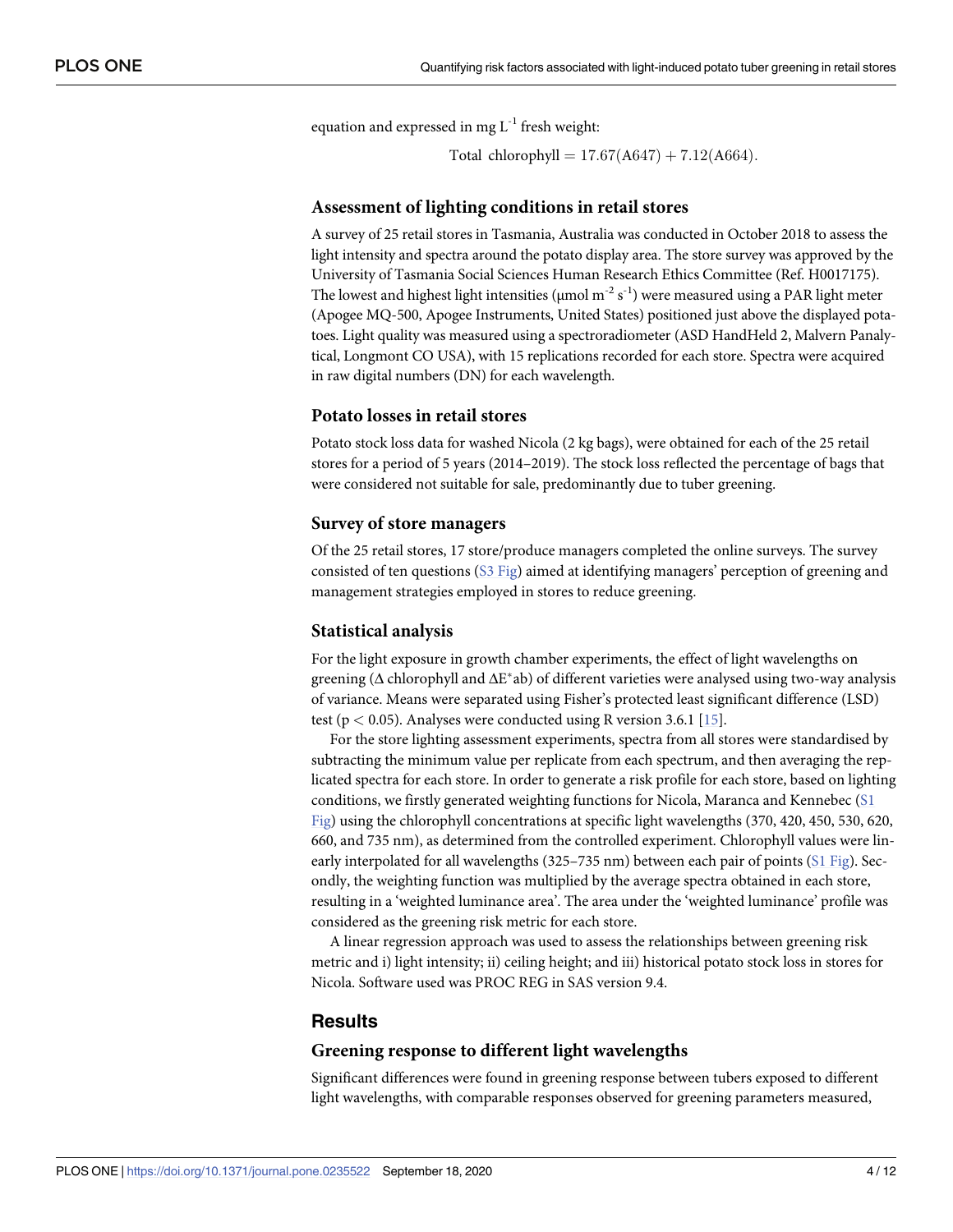equation and expressed in mg $L^{-1}$ fresh weight:

$$\text{Total chlorophyll} = 17.67(\text{A647}) + 7.12(\text{A664}).$$

### Assessment of lighting conditions in retail stores

A survey of 25 retail stores in Tasmania, Australia was conducted in October 2018 to assess the light intensity and spectra around the potato display area. The store survey was approved by the University of Tasmania Social Sciences Human Research Ethics Committee (Ref. H0017175). The lowest and highest light intensities (μmol $m^{-2}$ $s^{-1}$) were measured using a PAR light meter (Apogee MQ-500, Apogee Instruments, United States) positioned just above the displayed potatoes. Light quality was measured using a spectroradiometer (ASD HandHeld 2, Malvern Panalytical, Longmont CO USA), with 15 replications recorded for each store. Spectra were acquired in raw digital numbers (DN) for each wavelength.

### Potato losses in retail stores

Potato stock loss data for washed Nicola (2 kg bags), were obtained for each of the 25 retail stores for a period of 5 years (2014–2019). The stock loss reflected the percentage of bags that were considered not suitable for sale, predominantly due to tuber greening.

### Survey of store managers

Of the 25 retail stores, 17 store/produce managers completed the online surveys. The survey consisted of ten questions (S3 Fig) aimed at identifying managers' perception of greening and management strategies employed in stores to reduce greening.

### Statistical analysis

For the light exposure in growth chamber experiments, the effect of light wavelengths on greening (Δ chlorophyll and $\Delta E^{*}ab$) of different varieties were analysed using two-way analysis of variance. Means were separated using Fisher's protected least significant difference (LSD) test ($p < 0.05$). Analyses were conducted using R version 3.6.1 [15].

For the store lighting assessment experiments, spectra from all stores were standardised by subtracting the minimum value per replicate from each spectrum, and then averaging the replicated spectra for each store. In order to generate a risk profile for each store, based on lighting conditions, we firstly generated weighting functions for Nicola, Maranca and Kennebec (S1 Fig) using the chlorophyll concentrations at specific light wavelengths (370, 420, 450, 530, 620, 660, and 735 nm), as determined from the controlled experiment. Chlorophyll values were linearly interpolated for all wavelengths (325–735 nm) between each pair of points (S1 Fig). Secondly, the weighting function was multiplied by the average spectra obtained in each store, resulting in a 'weighted luminance area'. The area under the 'weighted luminance' profile was considered as the greening risk metric for each store.

A linear regression approach was used to assess the relationships between greening risk metric and i) light intensity; ii) ceiling height; and iii) historical potato stock loss in stores for Nicola. Software used was PROC REG in SAS version 9.4.

## Results

### Greening response to different light wavelengths

Significant differences were found in greening response between tubers exposed to different light wavelengths, with comparable responses observed for greening parameters measured,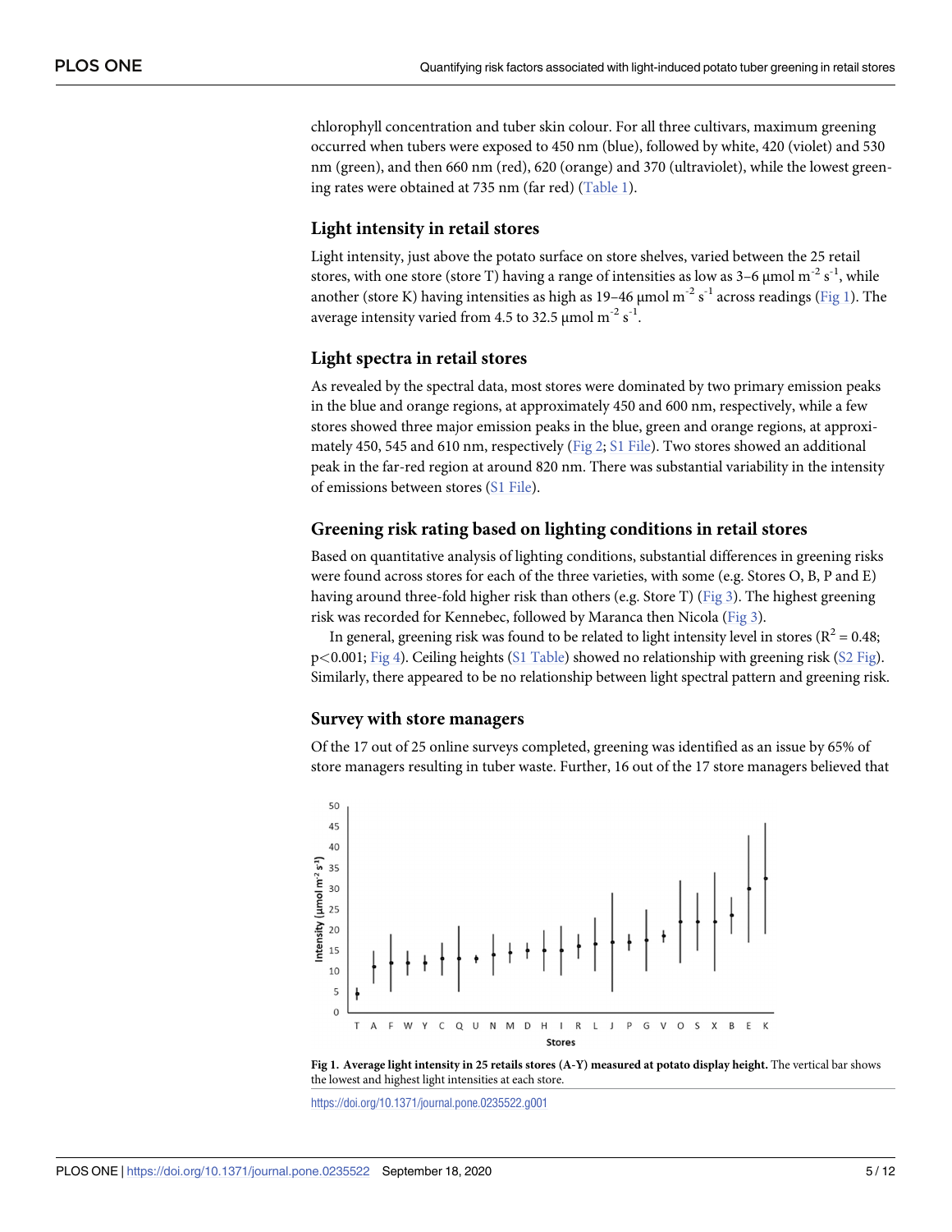chlorophyll concentration and tuber skin colour. For all three cultivars, maximum greening occurred when tubers were exposed to 450 nm (blue), followed by white, 420 (violet) and 530 nm (green), and then 660 nm (red), 620 (orange) and 370 (ultraviolet), while the lowest greening rates were obtained at 735 nm (far red) (Table 1).

## Light intensity in retail stores

Light intensity, just above the potato surface on store shelves, varied between the 25 retail stores, with one store (store T) having a range of intensities as low as 3–6 μmol $m^{-2}$ $s^{-1}$, while another (store K) having intensities as high as 19–46 μmol $m^{-2}$ $s^{-1}$ across readings (Fig 1). The average intensity varied from 4.5 to 32.5 μmol $m^{-2}$ $s^{-1}$.

## Light spectra in retail stores

As revealed by the spectral data, most stores were dominated by two primary emission peaks in the blue and orange regions, at approximately 450 and 600 nm, respectively, while a few stores showed three major emission peaks in the blue, green and orange regions, at approximately 450, 545 and 610 nm, respectively (Fig 2; S1 File). Two stores showed an additional peak in the far-red region at around 820 nm. There was substantial variability in the intensity of emissions between stores (S1 File).

## Greening risk rating based on lighting conditions in retail stores

Based on quantitative analysis of lighting conditions, substantial differences in greening risks were found across stores for each of the three varieties, with some (e.g. Stores O, B, P and E) having around three-fold higher risk than others (e.g. Store T) (Fig 3). The highest greening risk was recorded for Kennebec, followed by Maranca then Nicola (Fig 3).

In general, greening risk was found to be related to light intensity level in stores ($R^2 = 0.48$; $p<0.001$; Fig 4). Ceiling heights (S1 Table) showed no relationship with greening risk (S2 Fig). Similarly, there appeared to be no relationship between light spectral pattern and greening risk.

## Survey with store managers

Of the 17 out of 25 online surveys completed, greening was identified as an issue by 65% of store managers resulting in tuber waste. Further, 16 out of the 17 store managers believed that

**Fig 1. Average light intensity in 25 retails stores (A-Y) measured at potato display height.** The vertical bar shows the lowest and highest light intensities at each store.

https://doi.org/10.1371/journal.pone.0235522.g001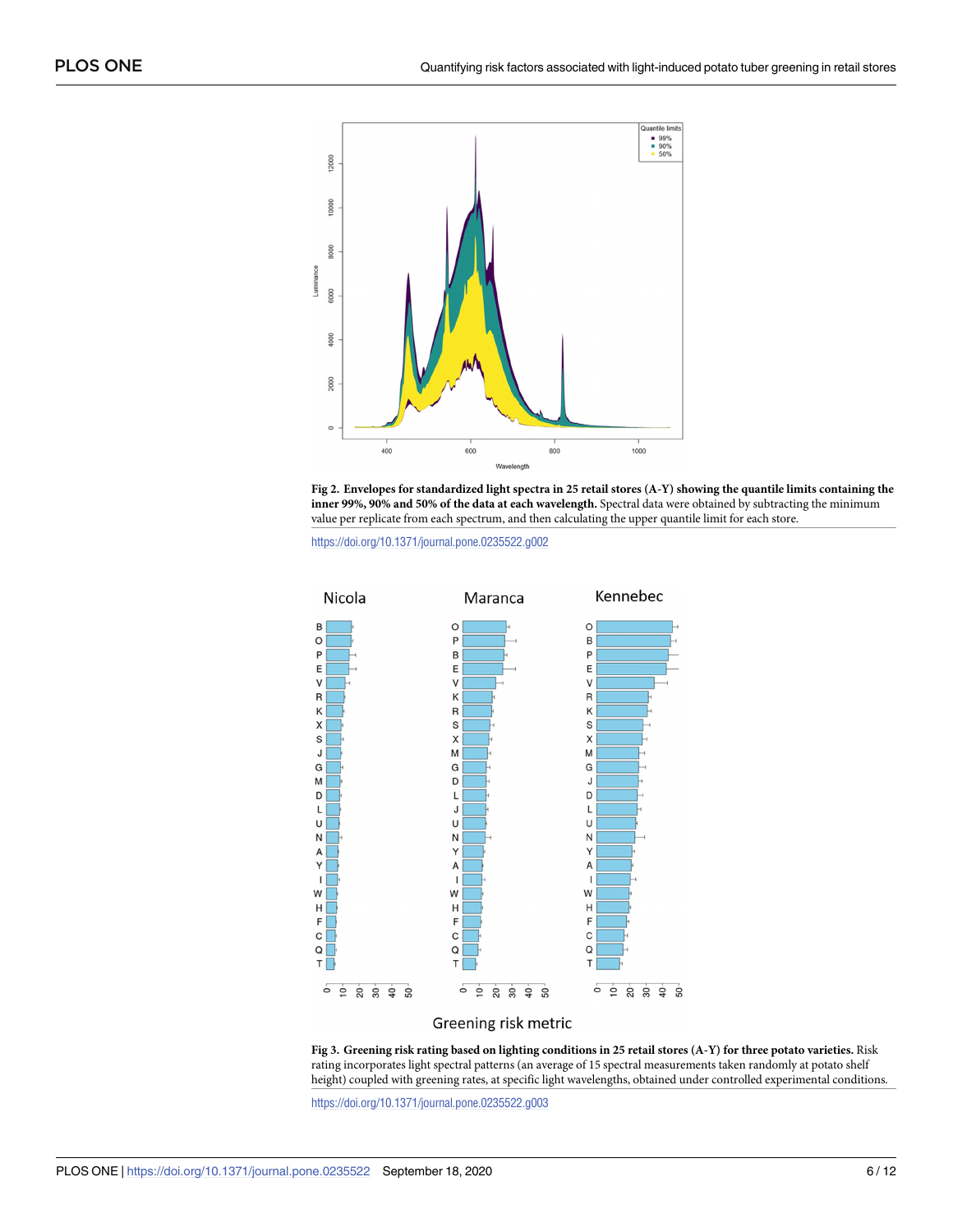**Fig 2. Envelopes for standardized light spectra in 25 retail stores (A-Y) showing the quantile limits containing the inner 99%, 90% and 50% of the data at each wavelength.** Spectral data were obtained by subtracting the minimum value per replicate from each spectrum, and then calculating the upper quantile limit for each store.

https://doi.org/10.1371/journal.pone.0235522.g002

**Fig 3. Greening risk rating based on lighting conditions in 25 retail stores (A-Y) for three potato varieties.** Risk rating incorporates light spectral patterns (an average of 15 spectral measurements taken randomly at potato shelf height) coupled with greening rates, at specific light wavelengths, obtained under controlled experimental conditions.

https://doi.org/10.1371/journal.pone.0235522.g003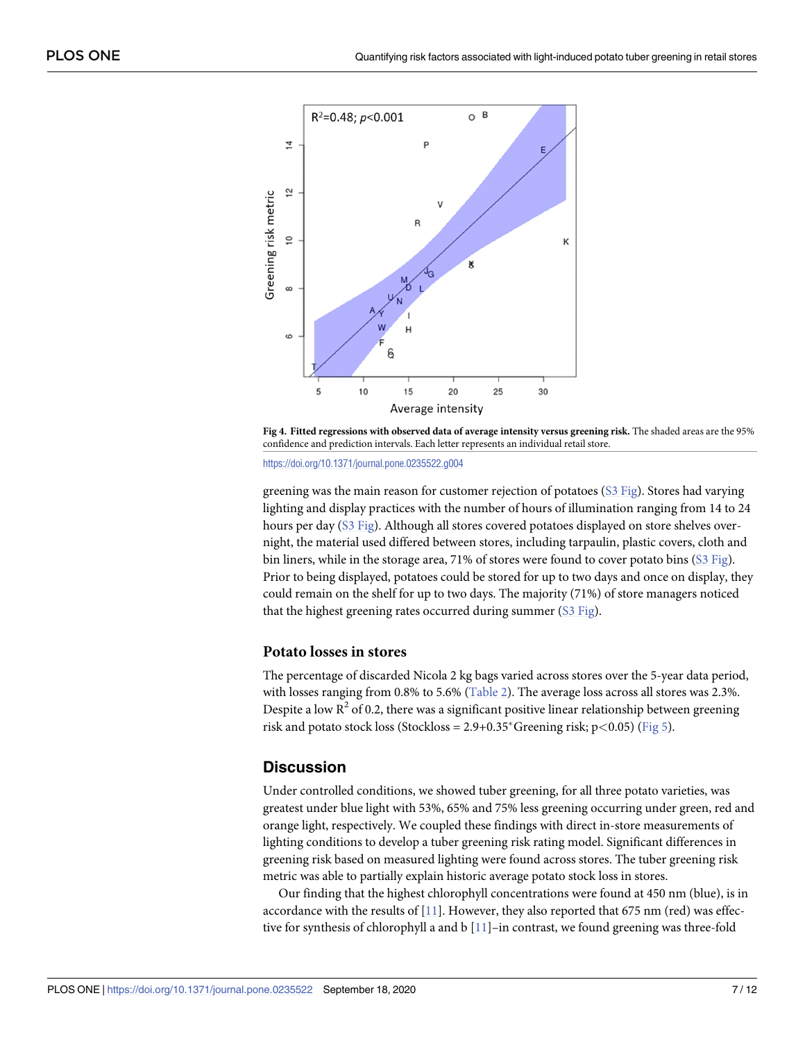**Fig 4. Fitted regressions with observed data of average intensity versus greening risk.** The shaded areas are the 95% confidence and prediction intervals. Each letter represents an individual retail store.

https://doi.org/10.1371/journal.pone.0235522.g004

greening was the main reason for customer rejection of potatoes (S3 Fig). Stores had varying lighting and display practices with the number of hours of illumination ranging from 14 to 24 hours per day (S3 Fig). Although all stores covered potatoes displayed on store shelves overnight, the material used differed between stores, including tarpaulin, plastic covers, cloth and bin liners, while in the storage area, 71% of stores were found to cover potato bins (S3 Fig). Prior to being displayed, potatoes could be stored for up to two days and once on display, they could remain on the shelf for up to two days. The majority (71%) of store managers noticed that the highest greening rates occurred during summer (S3 Fig).

### Potato losses in stores

The percentage of discarded Nicola 2 kg bags varied across stores over the 5-year data period, with losses ranging from 0.8% to 5.6% (Table 2). The average loss across all stores was 2.3%. Despite a low $R^2$ of 0.2, there was a significant positive linear relationship between greening risk and potato stock loss (Stockloss = 2.9+0.35*Greening risk; $p<0.05$) (Fig 5).

## Discussion

Under controlled conditions, we showed tuber greening, for all three potato varieties, was greatest under blue light with 53%, 65% and 75% less greening occurring under green, red and orange light, respectively. We coupled these findings with direct in-store measurements of lighting conditions to develop a tuber greening risk rating model. Significant differences in greening risk based on measured lighting were found across stores. The tuber greening risk metric was able to partially explain historic average potato stock loss in stores.

Our finding that the highest chlorophyll concentrations were found at 450 nm (blue), is in accordance with the results of [11]. However, they also reported that 675 nm (red) was effective for synthesis of chlorophyll a and b [11]–in contrast, we found greening was three-fold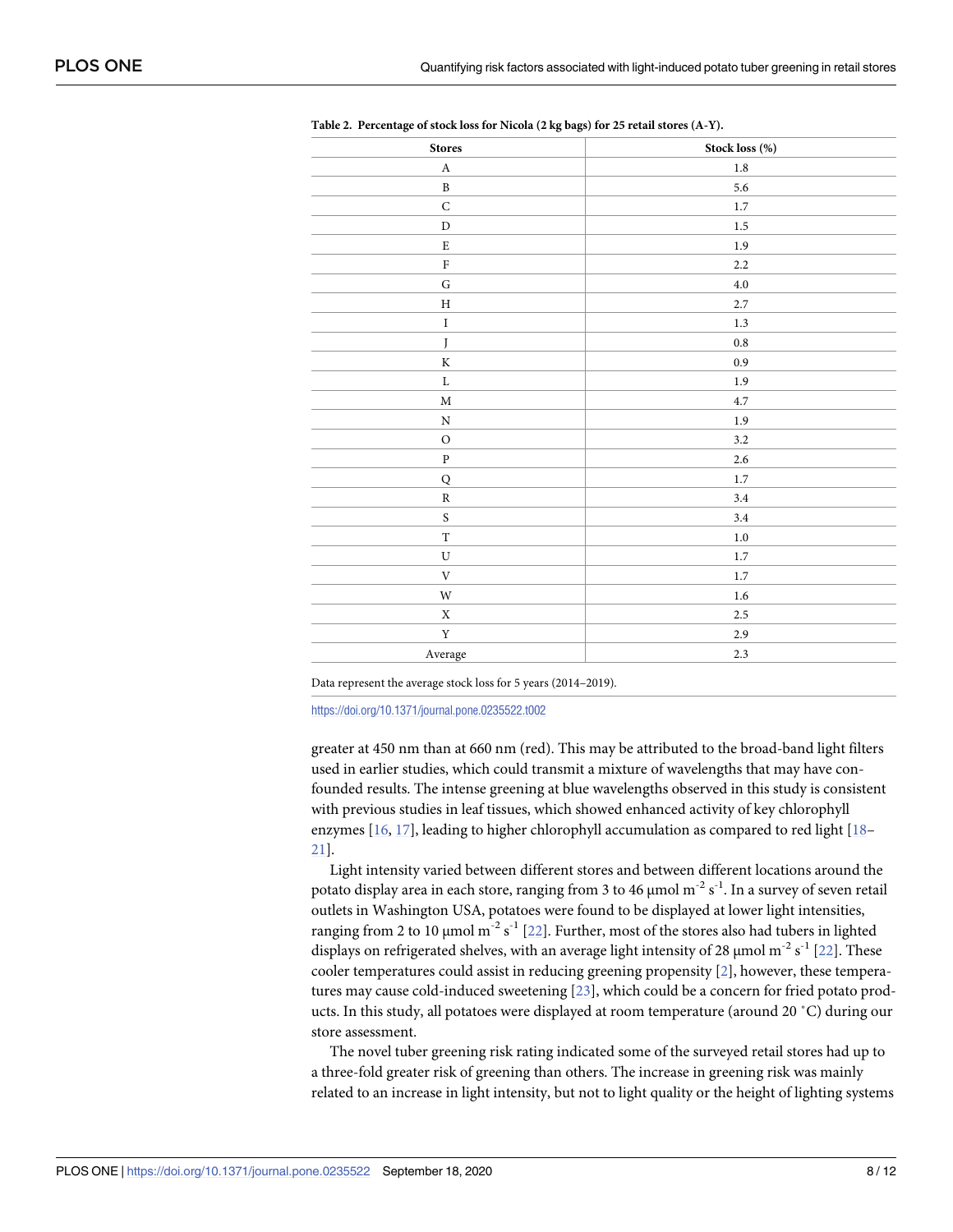**Table 2. Percentage of stock loss for Nicola (2 kg bags) for 25 retail stores (A-Y).**

| Stores | Stock loss (%) |
| --- | --- |
| A | 1.8 |
| B | 5.6 |
| C | 1.7 |
| D | 1.5 |
| E | 1.9 |
| F | 2.2 |
| G | 4.0 |
| H | 2.7 |
| I | 1.3 |
| J | 0.8 |
| K | 0.9 |
| L | 1.9 |
| M | 4.7 |
| N | 1.9 |
| O | 3.2 |
| P | 2.6 |
| Q | 1.7 |
| R | 3.4 |
| S | 3.4 |
| T | 1.0 |
| U | 1.7 |
| V | 1.7 |
| W | 1.6 |
| X | 2.5 |
| Y | 2.9 |
| Average | 2.3 |

Data represent the average stock loss for 5 years (2014–2019).

https://doi.org/10.1371/journal.pone.0235522.t002

greater at 450 nm than at 660 nm (red). This may be attributed to the broad-band light filters used in earlier studies, which could transmit a mixture of wavelengths that may have confounded results. The intense greening at blue wavelengths observed in this study is consistent with previous studies in leaf tissues, which showed enhanced activity of key chlorophyll enzymes [16, 17], leading to higher chlorophyll accumulation as compared to red light [18–21].

Light intensity varied between different stores and between different locations around the potato display area in each store, ranging from 3 to 46 μmol $m^{-2}$ $s^{-1}$. In a survey of seven retail outlets in Washington USA, potatoes were found to be displayed at lower light intensities, ranging from 2 to 10 μmol $m^{-2}$ $s^{-1}$ [22]. Further, most of the stores also had tubers in lighted displays on refrigerated shelves, with an average light intensity of 28 μmol $m^{-2}$ $s^{-1}$ [22]. These cooler temperatures could assist in reducing greening propensity [2], however, these temperatures may cause cold-induced sweetening [23], which could be a concern for fried potato products. In this study, all potatoes were displayed at room temperature (around 20 ˚C) during our store assessment.

The novel tuber greening risk rating indicated some of the surveyed retail stores had up to a three-fold greater risk of greening than others. The increase in greening risk was mainly related to an increase in light intensity, but not to light quality or the height of lighting systems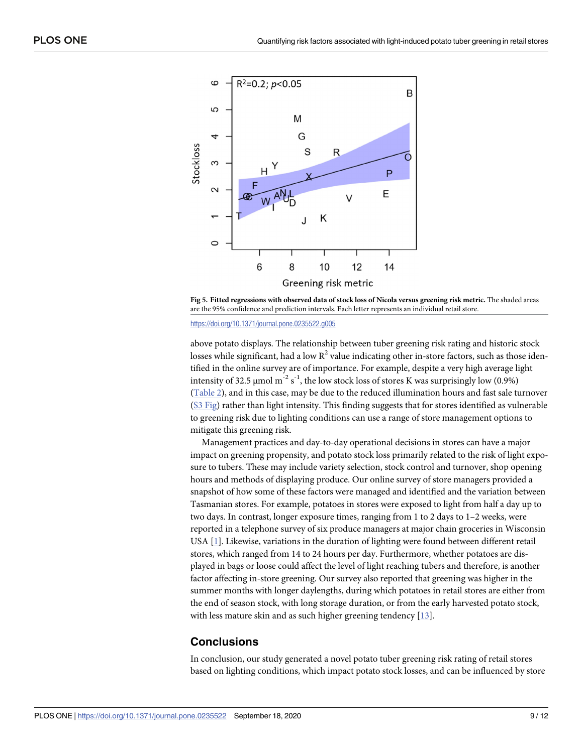**Fig 5. Fitted regressions with observed data of stock loss of Nicola versus greening risk metric.** The shaded areas are the 95% confidence and prediction intervals. Each letter represents an individual retail store.

https://doi.org/10.1371/journal.pone.0235522.g005

above potato displays. The relationship between tuber greening risk rating and historic stock losses while significant, had a low $R^2$ value indicating other in-store factors, such as those identified in the online survey are of importance. For example, despite a very high average light intensity of 32.5 μmol $m^{-2}$ $s^{-1}$, the low stock loss of stores K was surprisingly low (0.9%) (Table 2), and in this case, may be due to the reduced illumination hours and fast sale turnover (S3 Fig) rather than light intensity. This finding suggests that for stores identified as vulnerable to greening risk due to lighting conditions can use a range of store management options to mitigate this greening risk.

Management practices and day-to-day operational decisions in stores can have a major impact on greening propensity, and potato stock loss primarily related to the risk of light exposure to tubers. These may include variety selection, stock control and turnover, shop opening hours and methods of displaying produce. Our online survey of store managers provided a snapshot of how some of these factors were managed and identified and the variation between Tasmanian stores. For example, potatoes in stores were exposed to light from half a day up to two days. In contrast, longer exposure times, ranging from 1 to 2 days to 1–2 weeks, were reported in a telephone survey of six produce managers at major chain groceries in Wisconsin USA [1]. Likewise, variations in the duration of lighting were found between different retail stores, which ranged from 14 to 24 hours per day. Furthermore, whether potatoes are displayed in bags or loose could affect the level of light reaching tubers and therefore, is another factor affecting in-store greening. Our survey also reported that greening was higher in the summer months with longer daylengths, during which potatoes in retail stores are either from the end of season stock, with long storage duration, or from the early harvested potato stock, with less mature skin and as such higher greening tendency [13].

## Conclusions

In conclusion, our study generated a novel potato tuber greening risk rating of retail stores based on lighting conditions, which impact potato stock losses, and can be influenced by store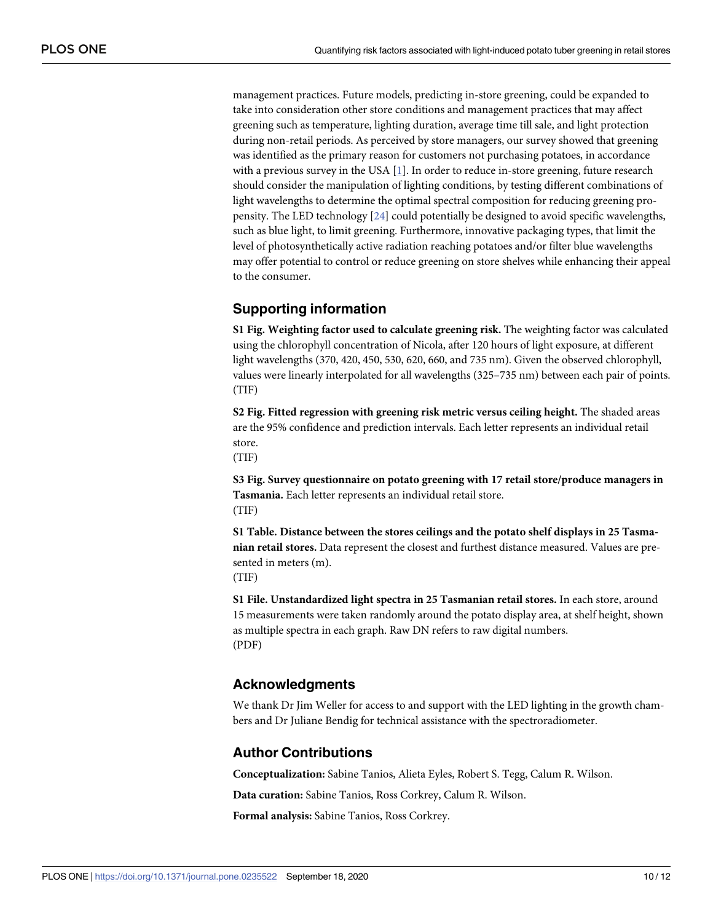management practices. Future models, predicting in-store greening, could be expanded to take into consideration other store conditions and management practices that may affect greening such as temperature, lighting duration, average time till sale, and light protection during non-retail periods. As perceived by store managers, our survey showed that greening was identified as the primary reason for customers not purchasing potatoes, in accordance with a previous survey in the USA [1]. In order to reduce in-store greening, future research should consider the manipulation of lighting conditions, by testing different combinations of light wavelengths to determine the optimal spectral composition for reducing greening propensity. The LED technology [24] could potentially be designed to avoid specific wavelengths, such as blue light, to limit greening. Furthermore, innovative packaging types, that limit the level of photosynthetically active radiation reaching potatoes and/or filter blue wavelengths may offer potential to control or reduce greening on store shelves while enhancing their appeal to the consumer.

## Supporting information

**S1 Fig. Weighting factor used to calculate greening risk.** The weighting factor was calculated using the chlorophyll concentration of Nicola, after 120 hours of light exposure, at different light wavelengths (370, 420, 450, 530, 620, 660, and 735 nm). Given the observed chlorophyll, values were linearly interpolated for all wavelengths (325–735 nm) between each pair of points. (TIF)

**S2 Fig. Fitted regression with greening risk metric versus ceiling height.** The shaded areas are the 95% confidence and prediction intervals. Each letter represents an individual retail store.
(TIF)

**S3 Fig. Survey questionnaire on potato greening with 17 retail store/produce managers in Tasmania.** Each letter represents an individual retail store.
(TIF)

**S1 Table. Distance between the stores ceilings and the potato shelf displays in 25 Tasmanian retail stores.** Data represent the closest and furthest distance measured. Values are presented in meters (m).
(TIF)

**S1 File. Unstandardized light spectra in 25 Tasmanian retail stores.** In each store, around 15 measurements were taken randomly around the potato display area, at shelf height, shown as multiple spectra in each graph. Raw DN refers to raw digital numbers.
(PDF)

## Acknowledgments

We thank Dr Jim Weller for access to and support with the LED lighting in the growth chambers and Dr Juliane Bendig for technical assistance with the spectroradiometer.

## Author Contributions

**Conceptualization:** Sabine Tanios, Alieta Eyles, Robert S. Tegg, Calum R. Wilson.

**Data curation:** Sabine Tanios, Ross Corkrey, Calum R. Wilson.

**Formal analysis:** Sabine Tanios, Ross Corkrey.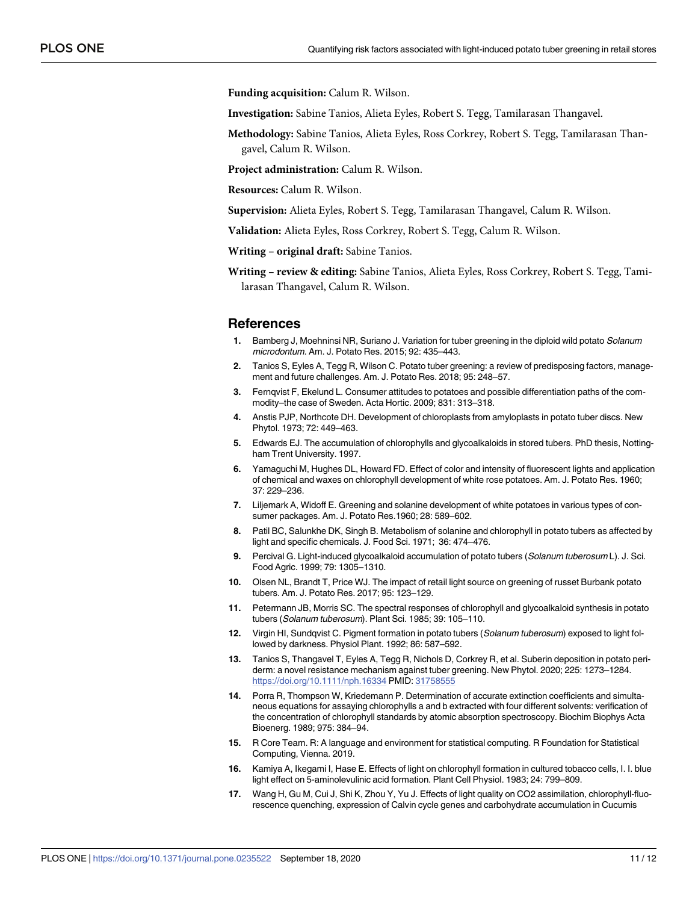**Funding acquisition:** Calum R. Wilson.

**Investigation:** Sabine Tanios, Alieta Eyles, Robert S. Tegg, Tamilarasan Thangavel.

**Methodology:** Sabine Tanios, Alieta Eyles, Ross Corkrey, Robert S. Tegg, Tamilarasan Thangavel, Calum R. Wilson.

**Project administration:** Calum R. Wilson.

**Resources:** Calum R. Wilson.

**Supervision:** Alieta Eyles, Robert S. Tegg, Tamilarasan Thangavel, Calum R. Wilson.

**Validation:** Alieta Eyles, Ross Corkrey, Robert S. Tegg, Calum R. Wilson.

**Writing – original draft:** Sabine Tanios.

**Writing – review & editing:** Sabine Tanios, Alieta Eyles, Ross Corkrey, Robert S. Tegg, Tamilarasan Thangavel, Calum R. Wilson.

## References

1. Bamberg J, Moehninsi NR, Suriano J. Variation for tuber greening in the diploid wild potato *Solanum microdontum*. Am. J. Potato Res. 2015; 92: 435–443.
2. Tanios S, Eyles A, Tegg R, Wilson C. Potato tuber greening: a review of predisposing factors, management and future challenges. Am. J. Potato Res. 2018; 95: 248–57.
3. Fernqvist F, Ekelund L. Consumer attitudes to potatoes and possible differentiation paths of the commodity–the case of Sweden. Acta Hortic. 2009; 831: 313–318.
4. Anstis PJP, Northcote DH. Development of chloroplasts from amyloplasts in potato tuber discs. New Phytol. 1973; 72: 449–463.
5. Edwards EJ. The accumulation of chlorophylls and glycoalkaloids in stored tubers. PhD thesis, Nottingham Trent University. 1997.
6. Yamaguchi M, Hughes DL, Howard FD. Effect of color and intensity of fluorescent lights and application of chemical and waxes on chlorophyll development of white rose potatoes. Am. J. Potato Res. 1960; 37: 229–236.
7. Liljemark A, Widoff E. Greening and solanine development of white potatoes in various types of consumer packages. Am. J. Potato Res.1960; 28: 589–602.
8. Patil BC, Salunkhe DK, Singh B. Metabolism of solanine and chlorophyll in potato tubers as affected by light and specific chemicals. J. Food Sci. 1971; 36: 474–476.
9. Percival G. Light-induced glycoalkaloid accumulation of potato tubers (*Solanum tuberosum* L). J. Sci. Food Agric. 1999; 79: 1305–1310.
10. Olsen NL, Brandt T, Price WJ. The impact of retail light source on greening of russet Burbank potato tubers. Am. J. Potato Res. 2017; 95: 123–129.
11. Petermann JB, Morris SC. The spectral responses of chlorophyll and glycoalkaloid synthesis in potato tubers (*Solanum tuberosum*). Plant Sci. 1985; 39: 105–110.
12. Virgin HI, Sundqvist C. Pigment formation in potato tubers (*Solanum tuberosum*) exposed to light followed by darkness. Physiol Plant. 1992; 86: 587–592.
13. Tanios S, Thangavel T, Eyles A, Tegg R, Nichols D, Corkrey R, et al. Suberin deposition in potato periderm: a novel resistance mechanism against tuber greening. New Phytol. 2020; 225: 1273–1284. https://doi.org/10.1111/nph.16334 PMID: 31758555
14. Porra R, Thompson W, Kriedemann P. Determination of accurate extinction coefficients and simultaneous equations for assaying chlorophylls a and b extracted with four different solvents: verification of the concentration of chlorophyll standards by atomic absorption spectroscopy. Biochim Biophys Acta Bioenerg. 1989; 975: 384–94.
15. R Core Team. R: A language and environment for statistical computing. R Foundation for Statistical Computing, Vienna. 2019.
16. Kamiya A, Ikegami I, Hase E. Effects of light on chlorophyll formation in cultured tobacco cells, I. I. blue light effect on 5-aminolevulinic acid formation. Plant Cell Physiol. 1983; 24: 799–809.
17. Wang H, Gu M, Cui J, Shi K, Zhou Y, Yu J. Effects of light quality on CO2 assimilation, chlorophyll-fluorescence quenching, expression of Calvin cycle genes and carbohydrate accumulation in Cucumis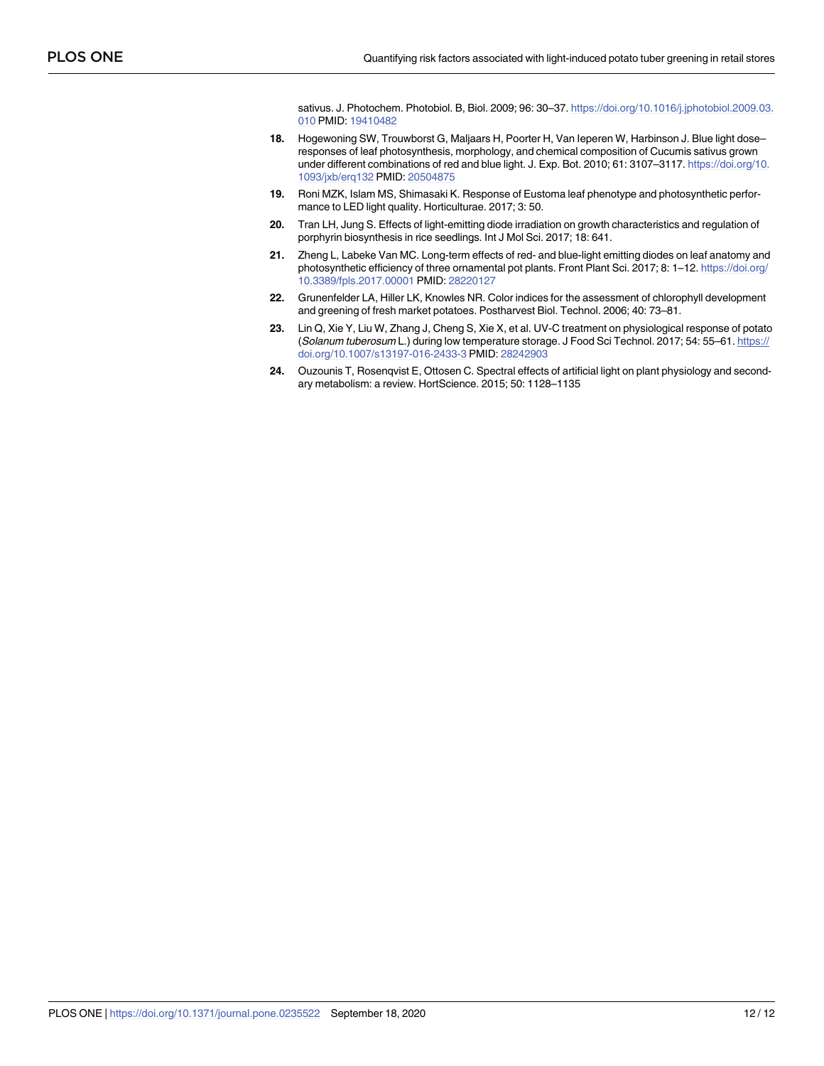sativus. J. Photochem. Photobiol. B, Biol. 2009; 96: 30–37. https://doi.org/10.1016/j.jphotobiol.2009.03.010 PMID: 19410482

18. Hogewoning SW, Trouwborst G, Maljaars H, Poorter H, Van Ieperen W, Harbinson J. Blue light dose–responses of leaf photosynthesis, morphology, and chemical composition of Cucumis sativus grown under different combinations of red and blue light. J. Exp. Bot. 2010; 61: 3107–3117. https://doi.org/10.1093/jxb/erq132 PMID: 20504875

19. Roni MZK, Islam MS, Shimasaki K. Response of Eustoma leaf phenotype and photosynthetic performance to LED light quality. Horticulturae. 2017; 3: 50.

20. Tran LH, Jung S. Effects of light-emitting diode irradiation on growth characteristics and regulation of porphyrin biosynthesis in rice seedlings. Int J Mol Sci. 2017; 18: 641.

21. Zheng L, Labeke Van MC. Long-term effects of red- and blue-light emitting diodes on leaf anatomy and photosynthetic efficiency of three ornamental pot plants. Front Plant Sci. 2017; 8: 1–12. https://doi.org/10.3389/fpls.2017.00001 PMID: 28220127

22. Grunenfelder LA, Hiller LK, Knowles NR. Color indices for the assessment of chlorophyll development and greening of fresh market potatoes. Postharvest Biol. Technol. 2006; 40: 73–81.

23. Lin Q, Xie Y, Liu W, Zhang J, Cheng S, Xie X, et al. UV-C treatment on physiological response of potato (*Solanum tuberosum* L.) during low temperature storage. J Food Sci Technol. 2017; 54: 55–61. https://doi.org/10.1007/s13197-016-2433-3 PMID: 28242903

24. Ouzounis T, Rosenqvist E, Ottosen C. Spectral effects of artificial light on plant physiology and secondary metabolism: a review. HortScience. 2015; 50: 1128–1135